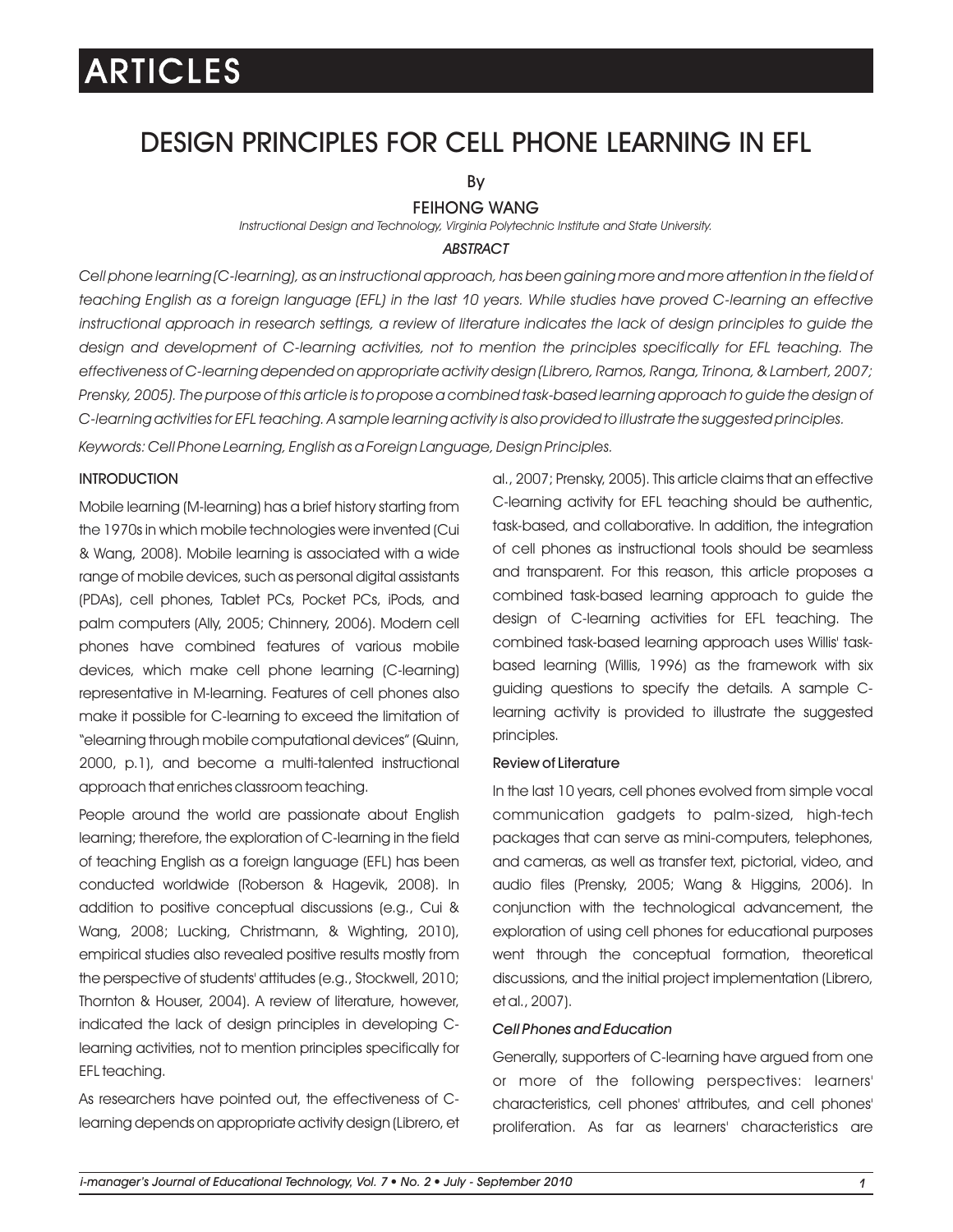# ARTICLES

## DESIGN PRINCIPLES FOR CELL PHONE LEARNING IN EFL

By

FEIHONG WANG

*Instructional Design and Technology, Virginia Polytechnic Institute and State University.*

### *ABSTRACT*

*Cell phone learning (C-learning), as an instructional approach, has been gaining more and more attention in the field of teaching English as a foreign language (EFL) in the last 10 years. While studies have proved C-learning an effective instructional approach in research settings, a review of literature indicates the lack of design principles to guide the design and development of C-learning activities, not to mention the principles specifically for EFL teaching. The effectiveness of C-learning depended on appropriate activity design (Librero, Ramos, Ranga, Trinona, & Lambert, 2007; Prensky, 2005). The purpose of this article is to propose a combined task-based learning approach to guide the design of C-learning activities for EFL teaching. A sample learning activity is also provided to illustrate the suggested principles.*

*Keywords: Cell Phone Learning, English as a Foreign Language, Design Principles.*

### INTRODUCTION

Mobile learning (M-learning) has a brief history starting from the 1970s in which mobile technologies were invented (Cui & Wang, 2008). Mobile learning is associated with a wide range of mobile devices, such as personal digital assistants (PDAs), cell phones, Tablet PCs, Pocket PCs, iPods, and palm computers (Ally, 2005; Chinnery, 2006). Modern cell phones have combined features of various mobile devices, which make cell phone learning (C-learning) representative in M-learning. Features of cell phones also make it possible for C-learning to exceed the limitation of "elearning through mobile computational devices" (Quinn, 2000, p.1), and become a multi-talented instructional approach that enriches classroom teaching.

People around the world are passionate about English learning; therefore, the exploration of C-learning in the field of teaching English as a foreign language (EFL) has been conducted worldwide (Roberson & Hagevik, 2008). In addition to positive conceptual discussions (e.g., Cui & Wang, 2008; Lucking, Christmann, & Wighting, 2010), empirical studies also revealed positive results mostly from the perspective of students' attitudes (e.g., Stockwell, 2010; Thornton & Houser, 2004). A review of literature, however, indicated the lack of design principles in developing C-learning activities, not to mention principles specifically for EFL teaching.

As researchers have pointed out, the effectiveness of C-learning depends on appropriate activity design (Librero, et al., 2007; Prensky, 2005). This article claims that an effective C-learning activity for EFL teaching should be authentic, task-based, and collaborative. In addition, the integration of cell phones as instructional tools should be seamless and transparent. For this reason, this article proposes a combined task-based learning approach to guide the design of C-learning activities for EFL teaching. The combined task-based learning approach uses Willis' task-based learning (Willis, 1996) as the framework with six guiding questions to specify the details. A sample C-learning activity is provided to illustrate the suggested principles.

#### Review of Literature

In the last 10 years, cell phones evolved from simple vocal communication gadgets to palm-sized, high-tech packages that can serve as mini-computers, telephones, and cameras, as well as transfer text, pictorial, video, and audio files (Prensky, 2005; Wang & Higgins, 2006). In conjunction with the technological advancement, the exploration of using cell phones for educational purposes went through the conceptual formation, theoretical discussions, and the initial project implementation (Librero, et al., 2007).

#### *Cell Phones and Education*

Generally, supporters of C-learning have argued from one or more of the following perspectives: learners' characteristics, cell phones' attributes, and cell phones' proliferation. As far as learners' characteristics are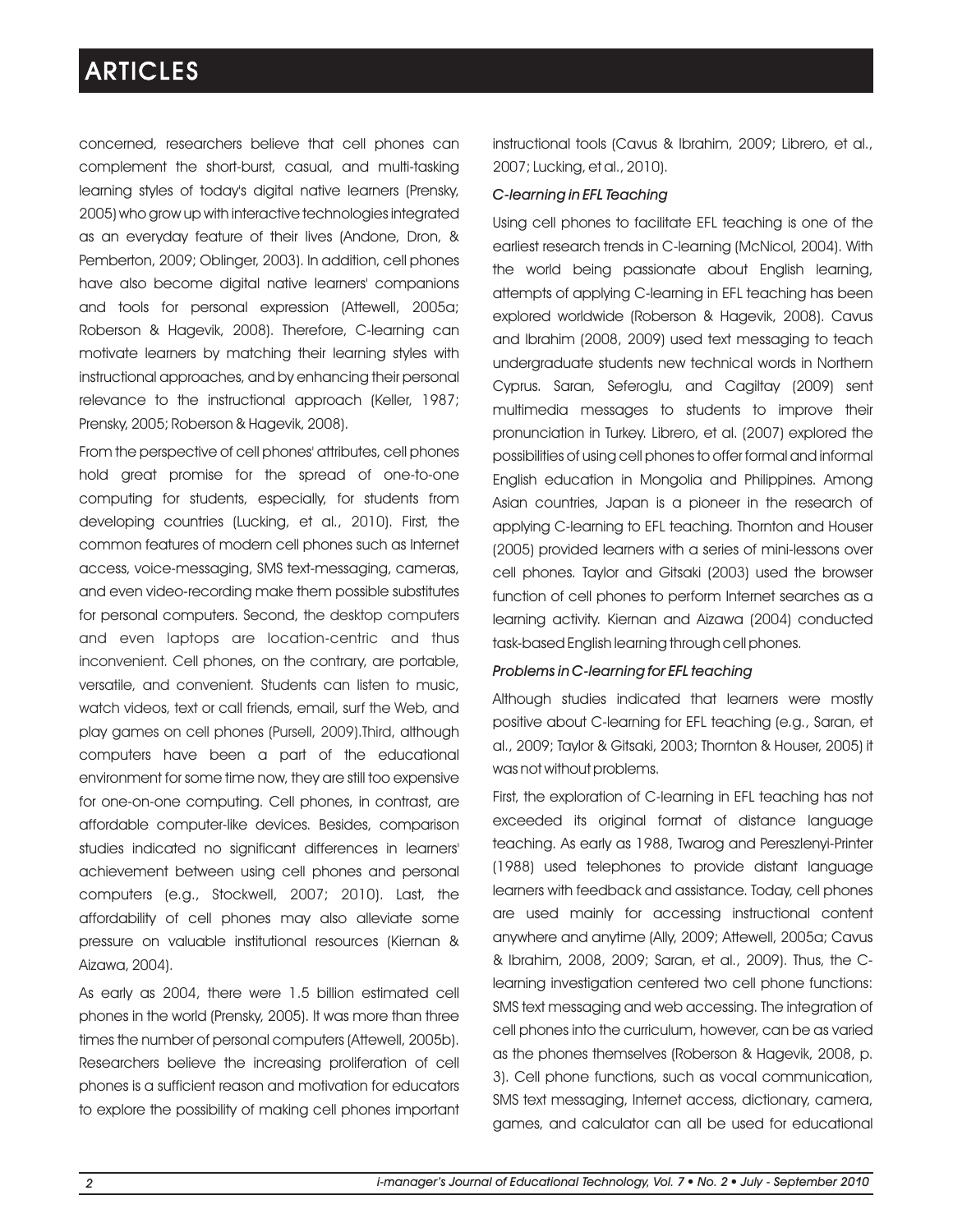concerned, researchers believe that cell phones can complement the short-burst, casual, and multi-tasking learning styles of today's digital native learners (Prensky, 2005) who grow up with interactive technologies integrated as an everyday feature of their lives (Andone, Dron, & Pemberton, 2009; Oblinger, 2003). In addition, cell phones have also become digital native learners' companions and tools for personal expression (Attewell, 2005a; Roberson & Hagevik, 2008). Therefore, C-learning can motivate learners by matching their learning styles with instructional approaches, and by enhancing their personal relevance to the instructional approach (Keller, 1987; Prensky, 2005; Roberson & Hagevik, 2008).

From the perspective of cell phones' attributes, cell phones hold great promise for the spread of one-to-one computing for students, especially, for students from developing countries (Lucking, et al., 2010). First, the common features of modern cell phones such as Internet access, voice-messaging, SMS text-messaging, cameras, and even video-recording make them possible substitutes for personal computers. Second, the desktop computers and even laptops are location-centric and thus inconvenient. Cell phones, on the contrary, are portable, versatile, and convenient. Students can listen to music, watch videos, text or call friends, email, surf the Web, and play games on cell phones (Pursell, 2009).Third, although computers have been a part of the educational environment for some time now, they are still too expensive for one-on-one computing. Cell phones, in contrast, are affordable computer-like devices. Besides, comparison studies indicated no significant differences in learners' achievement between using cell phones and personal computers (e.g., Stockwell, 2007; 2010). Last, the affordability of cell phones may also alleviate some pressure on valuable institutional resources (Kiernan & Aizawa, 2004).

As early as 2004, there were 1.5 billion estimated cell phones in the world (Prensky, 2005). It was more than three times the number of personal computers (Attewell, 2005b). Researchers believe the increasing proliferation of cell phones is a sufficient reason and motivation for educators to explore the possibility of making cell phones important instructional tools (Cavus & Ibrahim, 2009; Librero, et al., 2007; Lucking, et al., 2010).

### *C-learning in EFL Teaching*

Using cell phones to facilitate EFL teaching is one of the earliest research trends in C-learning (McNicol, 2004). With the world being passionate about English learning, attempts of applying C-learning in EFL teaching has been explored worldwide (Roberson & Hagevik, 2008). Cavus and Ibrahim (2008, 2009) used text messaging to teach undergraduate students new technical words in Northern Cyprus. Saran, Seferoglu, and Cagiltay (2009) sent multimedia messages to students to improve their pronunciation in Turkey. Librero, et al. (2007) explored the possibilities of using cell phones to offer formal and informal English education in Mongolia and Philippines. Among Asian countries, Japan is a pioneer in the research of applying C-learning to EFL teaching. Thornton and Houser (2005) provided learners with a series of mini-lessons over cell phones. Taylor and Gitsaki (2003) used the browser function of cell phones to perform Internet searches as a learning activity. Kiernan and Aizawa (2004) conducted task-based English learning through cell phones.

### *Problems in C-learning for EFL teaching*

Although studies indicated that learners were mostly positive about C-learning for EFL teaching (e.g., Saran, et al., 2009; Taylor & Gitsaki, 2003; Thornton & Houser, 2005) it was not without problems.

First, the exploration of C-learning in EFL teaching has not exceeded its original format of distance language teaching. As early as 1988, Twarog and Pereszlenyi-Printer (1988) used telephones to provide distant language learners with feedback and assistance. Today, cell phones are used mainly for accessing instructional content anywhere and anytime (Ally, 2009; Attewell, 2005a; Cavus & Ibrahim, 2008, 2009; Saran, et al., 2009). Thus, the C-learning investigation centered two cell phone functions: SMS text messaging and web accessing. The integration of cell phones into the curriculum, however, can be as varied as the phones themselves (Roberson & Hagevik, 2008, p. 3). Cell phone functions, such as vocal communication, SMS text messaging, Internet access, dictionary, camera, games, and calculator can all be used for educational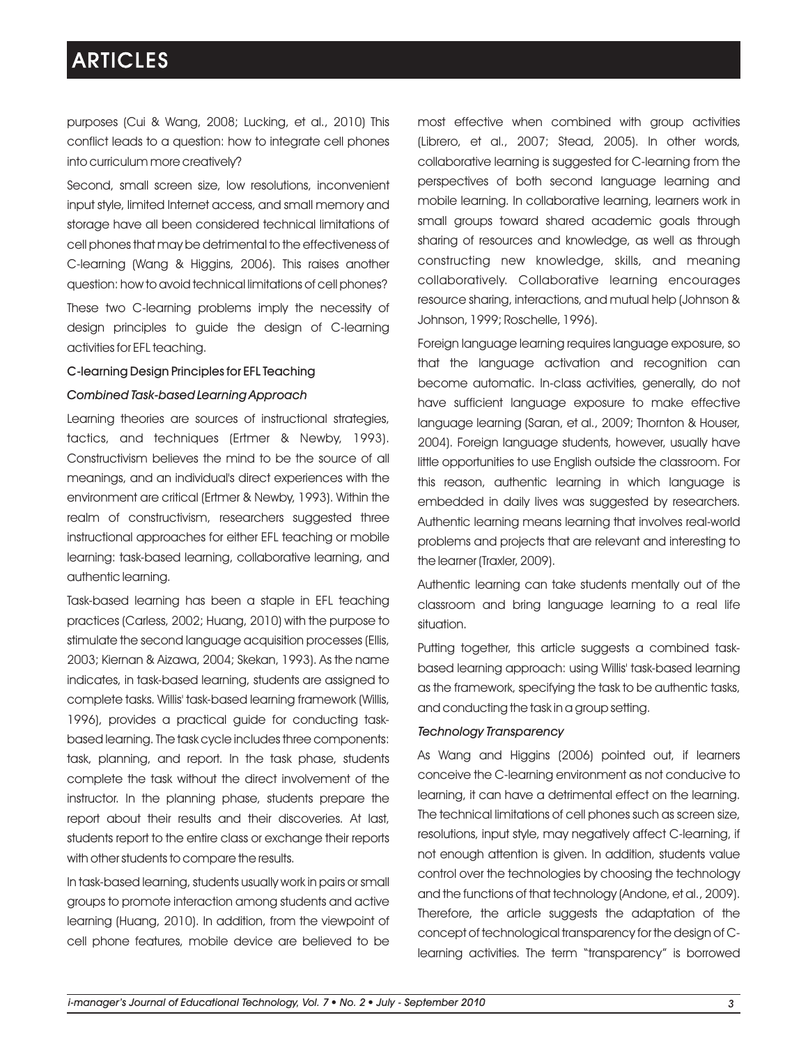purposes (Cui & Wang, 2008; Lucking, et al., 2010) This conflict leads to a question: how to integrate cell phones into curriculum more creatively?

Second, small screen size, low resolutions, inconvenient input style, limited Internet access, and small memory and storage have all been considered technical limitations of cell phones that may be detrimental to the effectiveness of C-learning (Wang & Higgins, 2006). This raises another question: how to avoid technical limitations of cell phones?

These two C-learning problems imply the necessity of design principles to guide the design of C-learning activities for EFL teaching.

## C-learning Design Principles for EFL Teaching

### *Combined Task-based Learning Approach*

Learning theories are sources of instructional strategies, tactics, and techniques (Ertmer & Newby, 1993). Constructivism believes the mind to be the source of all meanings, and an individual's direct experiences with the environment are critical (Ertmer & Newby, 1993). Within the realm of constructivism, researchers suggested three instructional approaches for either EFL teaching or mobile learning: task-based learning, collaborative learning, and authentic learning.

Task-based learning has been a staple in EFL teaching practices (Carless, 2002; Huang, 2010) with the purpose to stimulate the second language acquisition processes (Ellis, 2003; Kiernan & Aizawa, 2004; Skekan, 1993). As the name indicates, in task-based learning, students are assigned to complete tasks. Willis' task-based learning framework (Willis, 1996), provides a practical guide for conducting task-based learning. The task cycle includes three components: task, planning, and report. In the task phase, students complete the task without the direct involvement of the instructor. In the planning phase, students prepare the report about their results and their discoveries. At last, students report to the entire class or exchange their reports with other students to compare the results.

In task-based learning, students usually work in pairs or small groups to promote interaction among students and active learning (Huang, 2010). In addition, from the viewpoint of cell phone features, mobile device are believed to be most effective when combined with group activities (Librero, et al., 2007; Stead, 2005). In other words, collaborative learning is suggested for C-learning from the perspectives of both second language learning and mobile learning. In collaborative learning, learners work in small groups toward shared academic goals through sharing of resources and knowledge, as well as through constructing new knowledge, skills, and meaning collaboratively. Collaborative learning encourages resource sharing, interactions, and mutual help (Johnson & Johnson, 1999; Roschelle, 1996).

Foreign language learning requires language exposure, so that the language activation and recognition can become automatic. In-class activities, generally, do not have sufficient language exposure to make effective language learning (Saran, et al., 2009; Thornton & Houser, 2004). Foreign language students, however, usually have little opportunities to use English outside the classroom. For this reason, authentic learning in which language is embedded in daily lives was suggested by researchers. Authentic learning means learning that involves real-world problems and projects that are relevant and interesting to the learner (Traxler, 2009).

Authentic learning can take students mentally out of the classroom and bring language learning to a real life situation.

Putting together, this article suggests a combined task-based learning approach: using Willis' task-based learning as the framework, specifying the task to be authentic tasks, and conducting the task in a group setting.

### *Technology Transparency*

As Wang and Higgins (2006) pointed out, if learners conceive the C-learning environment as not conducive to learning, it can have a detrimental effect on the learning. The technical limitations of cell phones such as screen size, resolutions, input style, may negatively affect C-learning, if not enough attention is given. In addition, students value control over the technologies by choosing the technology and the functions of that technology (Andone, et al., 2009). Therefore, the article suggests the adaptation of the concept of technological transparency for the design of C-learning activities. The term "transparency" is borrowed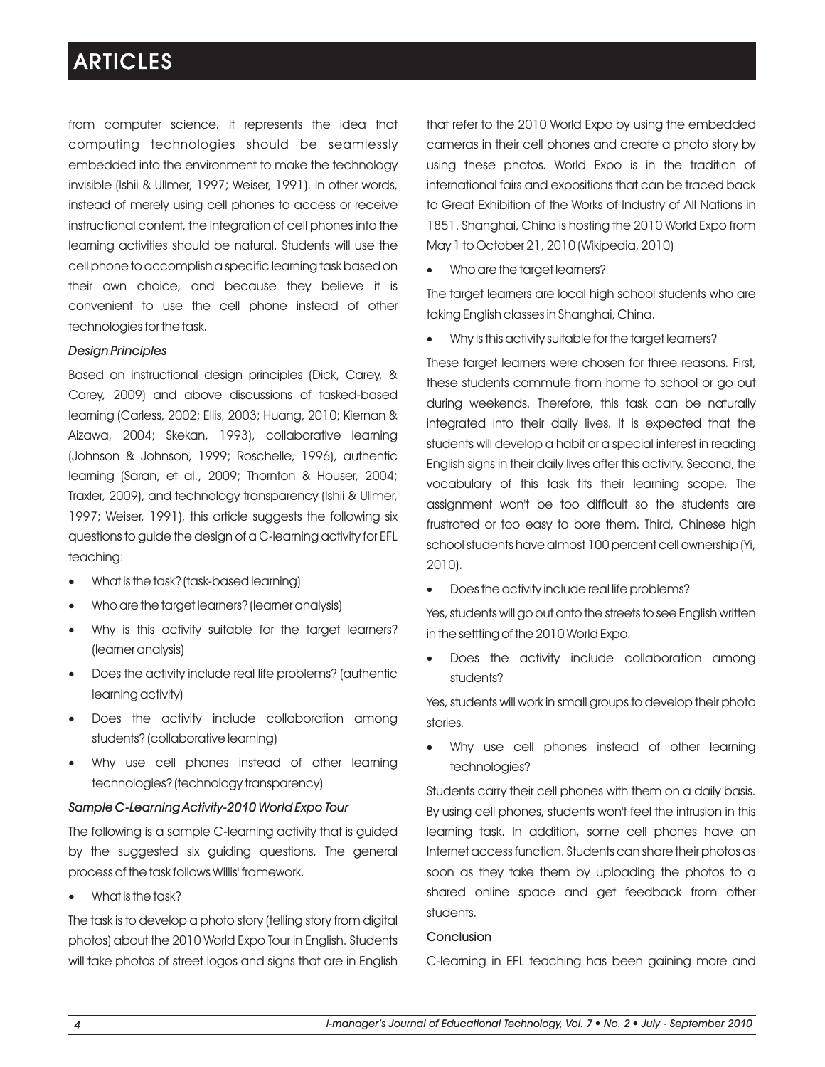from computer science. It represents the idea that computing technologies should be seamlessly embedded into the environment to make the technology invisible (Ishii & Ullmer, 1997; Weiser, 1991). In other words, instead of merely using cell phones to access or receive instructional content, the integration of cell phones into the learning activities should be natural. Students will use the cell phone to accomplish a specific learning task based on their own choice, and because they believe it is convenient to use the cell phone instead of other technologies for the task.

### *Design Principles*

Based on instructional design principles (Dick, Carey, & Carey, 2009) and above discussions of tasked-based learning (Carless, 2002; Ellis, 2003; Huang, 2010; Kiernan & Aizawa, 2004; Skekan, 1993), collaborative learning (Johnson & Johnson, 1999; Roschelle, 1996), authentic learning (Saran, et al., 2009; Thornton & Houser, 2004; Traxler, 2009), and technology transparency (Ishii & Ullmer, 1997; Weiser, 1991), this article suggests the following six questions to guide the design of a C-learning activity for EFL teaching:

- What is the task? (task-based learning)
- Who are the target learners? (learner analysis)
- Why is this activity suitable for the target learners? (learner analysis)
- Does the activity include real life problems? (authentic learning activity)
- Does the activity include collaboration among students? (collaborative learning)
- Why use cell phones instead of other learning technologies? (technology transparency)

### *Sample C-Learning Activity-2010 World Expo Tour*

The following is a sample C-learning activity that is guided by the suggested six guiding questions. The general process of the task follows Willis' framework.

- What is the task?

The task is to develop a photo story (telling story from digital photos) about the 2010 World Expo Tour in English. Students will take photos of street logos and signs that are in English that refer to the 2010 World Expo by using the embedded cameras in their cell phones and create a photo story by using these photos. World Expo is in the tradition of international fairs and expositions that can be traced back to Great Exhibition of the Works of Industry of All Nations in 1851. Shanghai, China is hosting the 2010 World Expo from May 1 to October 21, 2010 (Wikipedia, 2010)

- Who are the target learners?

The target learners are local high school students who are taking English classes in Shanghai, China.

- Why is this activity suitable for the target learners?

These target learners were chosen for three reasons. First, these students commute from home to school or go out during weekends. Therefore, this task can be naturally integrated into their daily lives. It is expected that the students will develop a habit or a special interest in reading English signs in their daily lives after this activity. Second, the vocabulary of this task fits their learning scope. The assignment won't be too difficult so the students are frustrated or too easy to bore them. Third, Chinese high school students have almost 100 percent cell ownership (Yi, 2010).

- Does the activity include real life problems?

Yes, students will go out onto the streets to see English written in the settting of the 2010 World Expo.

- Does the activity include collaboration among students?

Yes, students will work in small groups to develop their photo stories.

- Why use cell phones instead of other learning technologies?

Students carry their cell phones with them on a daily basis. By using cell phones, students won't feel the intrusion in this learning task. In addition, some cell phones have an Internet access function. Students can share their photos as soon as they take them by uploading the photos to a shared online space and get feedback from other students.

### Conclusion

C-learning in EFL teaching has been gaining more and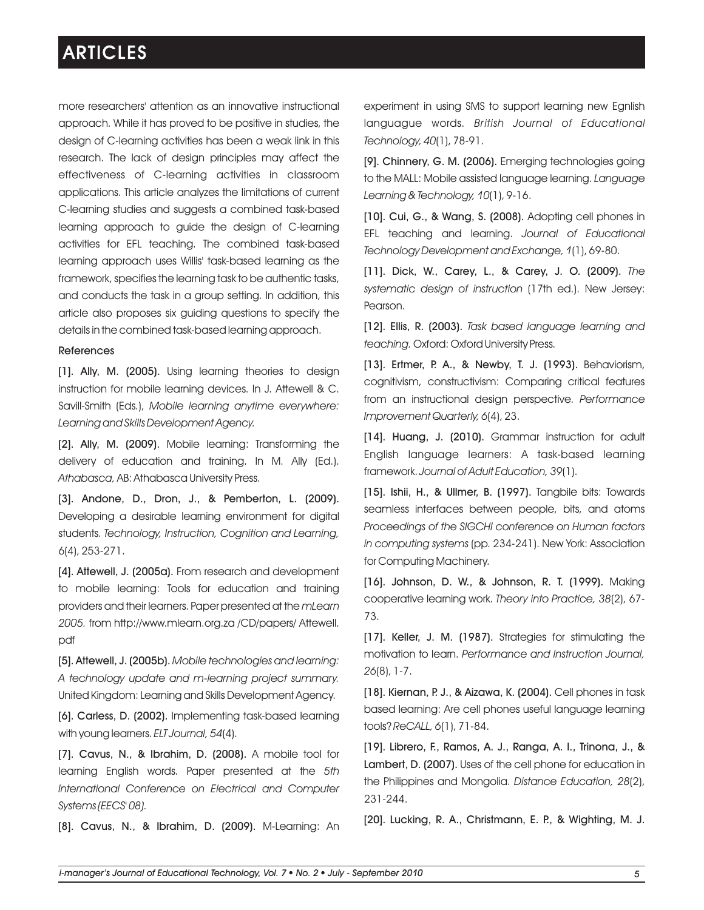more researchers' attention as an innovative instructional approach. While it has proved to be positive in studies, the design of C-learning activities has been a weak link in this research. The lack of design principles may affect the effectiveness of C-learning activities in classroom applications. This article analyzes the limitations of current C-learning studies and suggests a combined task-based learning approach to guide the design of C-learning activities for EFL teaching. The combined task-based learning approach uses Willis' task-based learning as the framework, specifies the learning task to be authentic tasks, and conducts the task in a group setting. In addition, this article also proposes six guiding questions to specify the details in the combined task-based learning approach.

### References

**[1]. Ally, M. (2005).** Using learning theories to design instruction for mobile learning devices. In J. Attewell & C. Savill-Smith (Eds.), *Mobile learning anytime everywhere: Learning and Skills Development Agency.*

**[2]. Ally, M. (2009).** Mobile learning: Transforming the delivery of education and training. In M. Ally (Ed.). *Athabasca,* AB: Athabasca University Press.

**[3]. Andone, D., Dron, J., & Pemberton, L. (2009).** Developing a desirable learning environment for digital students. *Technology, Instruction, Cognition and Learning,* 6(4), 253-271.

**[4]. Attewell, J. (2005a).** From research and development to mobile learning: Tools for education and training providers and their learners. Paper presented at the *mLearn 2005.* from http://www.mlearn.org.za /CD/papers/ Attewell. pdf

**[5]. Attewell, J. (2005b).** *Mobile technologies and learning: A technology update and m-learning project summary.* United Kingdom: Learning and Skills Development Agency.

**[6]. Carless, D. (2002).** Implementing task-based learning with young learners. *ELT Journal, 54*(4).

**[7]. Cavus, N., & Ibrahim, D. (2008).** A mobile tool for learning English words. Paper presented at the *5th International Conference on Electrical and Computer Systems (EECS' 08).*

**[8]. Cavus, N., & Ibrahim, D. (2009).** M-Learning: An experiment in using SMS to support learning new Egnlish languague words. *British Journal of Educational Technology, 40*(1), 78-91.

**[9]. Chinnery, G. M. (2006).** Emerging technologies going to the MALL: Mobile assisted language learning. *Language Learning & Technology, 10*(1), 9-16.

**[10]. Cui, G., & Wang, S. (2008).** Adopting cell phones in EFL teaching and learning. *Journal of Educational Technology Development and Exchange, 1*(1), 69-80.

**[11]. Dick, W., Carey, L., & Carey, J. O. (2009).** *The systematic design of instruction* (17th ed.). New Jersey: Pearson.

**[12]. Ellis, R. (2003).** *Task based language learning and teaching.* Oxford: Oxford University Press.

**[13]. Ertmer, P. A., & Newby, T. J. (1993).** Behaviorism, cognitivism, constructivism: Comparing critical features from an instructional design perspective. *Performance Improvement Quarterly, 6*(4), 23.

**[14]. Huang, J. (2010).** Grammar instruction for adult English language learners: A task-based learning framework. *Journal of Adult Education, 39*(1).

**[15]. Ishii, H., & Ullmer, B. (1997).** Tangbile bits: Towards seamless interfaces between people, bits, and atoms *Proceedings of the SIGCHI conference on Human factors in computing systems* (pp. 234-241). New York: Association for Computing Machinery.

**[16]. Johnson, D. W., & Johnson, R. T. (1999).** Making cooperative learning work. *Theory into Practice, 38*(2), 67-73.

**[17]. Keller, J. M. (1987).** Strategies for stimulating the motivation to learn. *Performance and Instruction Journal, 26*(8), 1-7.

**[18]. Kiernan, P. J., & Aizawa, K. (2004).** Cell phones in task based learning: Are cell phones useful language learning tools? *ReCALL, 6*(1), 71-84.

**[19]. Librero, F., Ramos, A. J., Ranga, A. I., Trinona, J., & Lambert, D. (2007).** Uses of the cell phone for education in the Philippines and Mongolia. *Distance Education, 28*(2), 231-244.

**[20]. Lucking, R. A., Christmann, E. P., & Wighting, M. J.**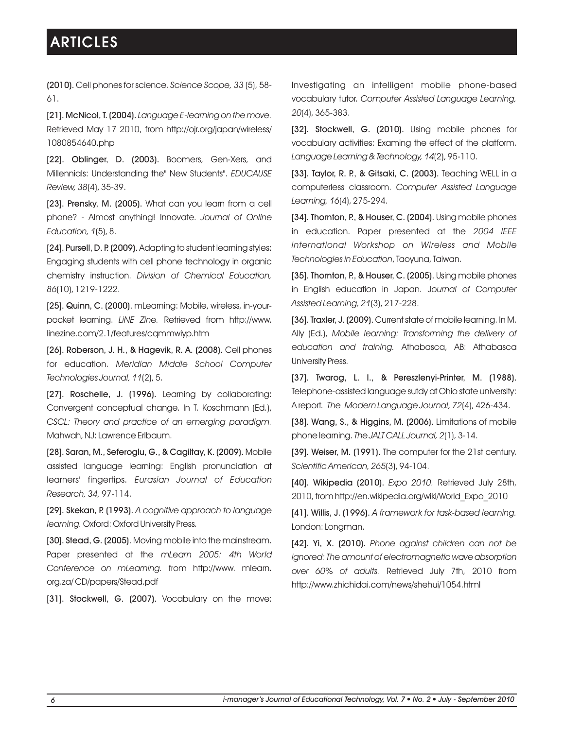(2010). Cell phones for science. *Science Scope, 33* (5), 58-61.

[21]. McNicol, T. (2004). *Language E-learning on the move.* Retrieved May 17 2010, from http://ojr.org/japan/wireless/1080854640.php

[22]. Oblinger, D. (2003). Boomers, Gen-Xers, and Millennials: Understanding the" New Students". *EDUCAUSE Review, 38*(4), 35-39.

[23]. Prensky, M. (2005). What can you learn from a cell phone? - Almost anything! Innovate. *Journal of Online Education, 1*(5), 8.

[24]. Pursell, D. P. (2009). Adapting to student learning styles: Engaging students with cell phone technology in organic chemistry instruction. *Division of Chemical Education, 86*(10), 1219-1222.

[25]. Quinn, C. (2000). mLearning: Mobile, wireless, in-your-pocket learning. *LiNE Zine.* Retrieved from http://www.linezine.com/2.1/features/cqmmwiyp.htm

[26]. Roberson, J. H., & Hagevik, R. A. (2008). Cell phones for education. *Meridian Middle School Computer Technologies Journal, 11*(2), 5.

[27]. Roschelle, J. (1996). Learning by collaborating: Convergent conceptual change. In T. Koschmann (Ed.), *CSCL: Theory and practice of an emerging paradigm.* Mahwah, NJ: Lawrence Erlbaum.

[28]. Saran, M., Seferoglu, G., & Cagiltay, K. (2009). Mobile assisted language learning: English pronunciation at learners' fingertips. *Eurasian Journal of Education Research, 34,* 97-114.

[29]. Skekan, P. (1993). *A cognitive approach to language learning.* Oxford: Oxford University Press.

[30]. Stead, G. (2005). Moving mobile into the mainstream. Paper presented at the *mLearn 2005: 4th World Conference on mLearning.* from http://www. mlearn. org.za/ CD/papers/Stead.pdf

[31]. Stockwell, G. (2007). Vocabulary on the move: Investigating an intelligent mobile phone-based vocabulary tutor. *Computer Assisted Language Learning, 20*(4), 365-383.

[32]. Stockwell, G. (2010). Using mobile phones for vocabulary activities: Examing the effect of the platform. *Language Learning & Technology, 14*(2), 95-110.

[33]. Taylor, R. P., & Gitsaki, C. (2003). Teaching WELL in a computerless classroom. *Computer Assisted Language Learning, 16*(4), 275-294.

[34]. Thornton, P., & Houser, C. (2004). Using mobile phones in education. Paper presented at the *2004 IEEE International Workshop on Wireless and Mobile Technologies in Education*, Taoyuna, Taiwan.

[35]. Thornton, P., & Houser, C. (2005). Using mobile phones in English education in Japan. *Journal of Computer Assisted Learning, 21*(3), 217-228.

[36]. Traxler, J. (2009). Current state of mobile learning. In M. Ally (Ed.), *Mobile learning: Transforming the delivery of education and training.* Athabasca, AB: Athabasca University Press.

[37]. Twarog, L. I., & Pereszlenyi-Printer, M. (1988). Telephone-assisted language sutdy at Ohio state university: A report. *The Modern Language Journal, 72*(4), 426-434.

[38]. Wang, S., & Higgins, M. (2006). Limitations of mobile phone learning. *The JALT CALL Journal, 2*(1), 3-14.

[39]. Weiser, M. (1991). The computer for the 21st century. *Scientific American, 265*(3), 94-104.

[40]. Wikipedia (2010). *Expo 2010.* Retrieved July 28th, 2010, from http://en.wikipedia.org/wiki/World_Expo_2010

[41]. Willis, J. (1996). *A framework for task-based learning.* London: Longman.

[42]. Yi, X. (2010). *Phone against children can not be ignored: The amount of electromagnetic wave absorption over 60% of adults.* Retrieved July 7th, 2010 from http://www.zhichidai.com/news/shehui/1054.html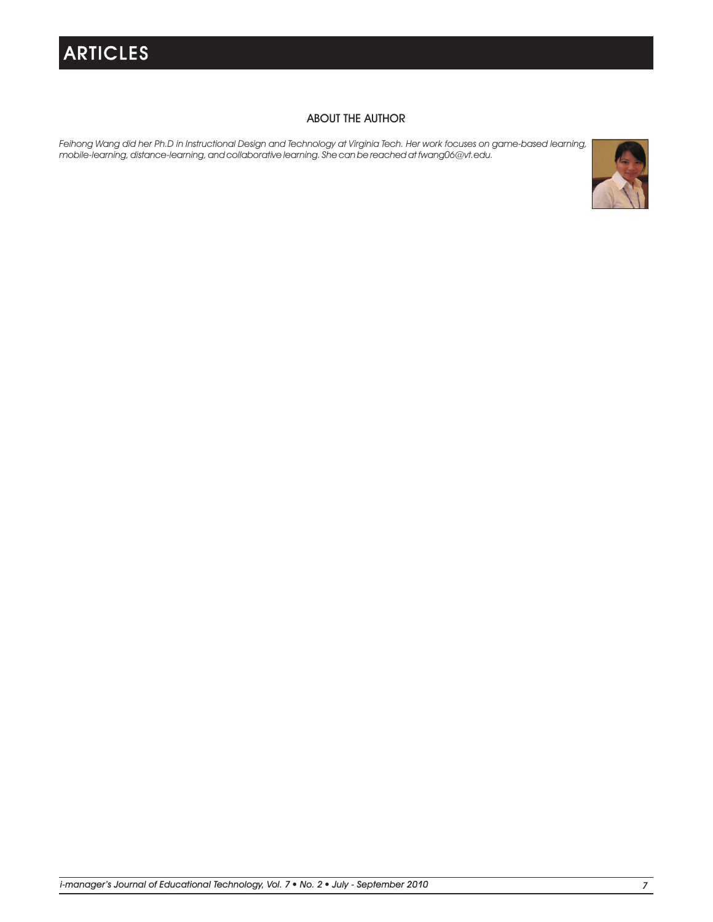## ABOUT THE AUTHOR

*Feihong Wang did her Ph.D in Instructional Design and Technology at Virginia Tech. Her work focuses on game-based learning, mobile-learning, distance-learning, and collaborative learning. She can be reached at fwang06@vt.edu.*